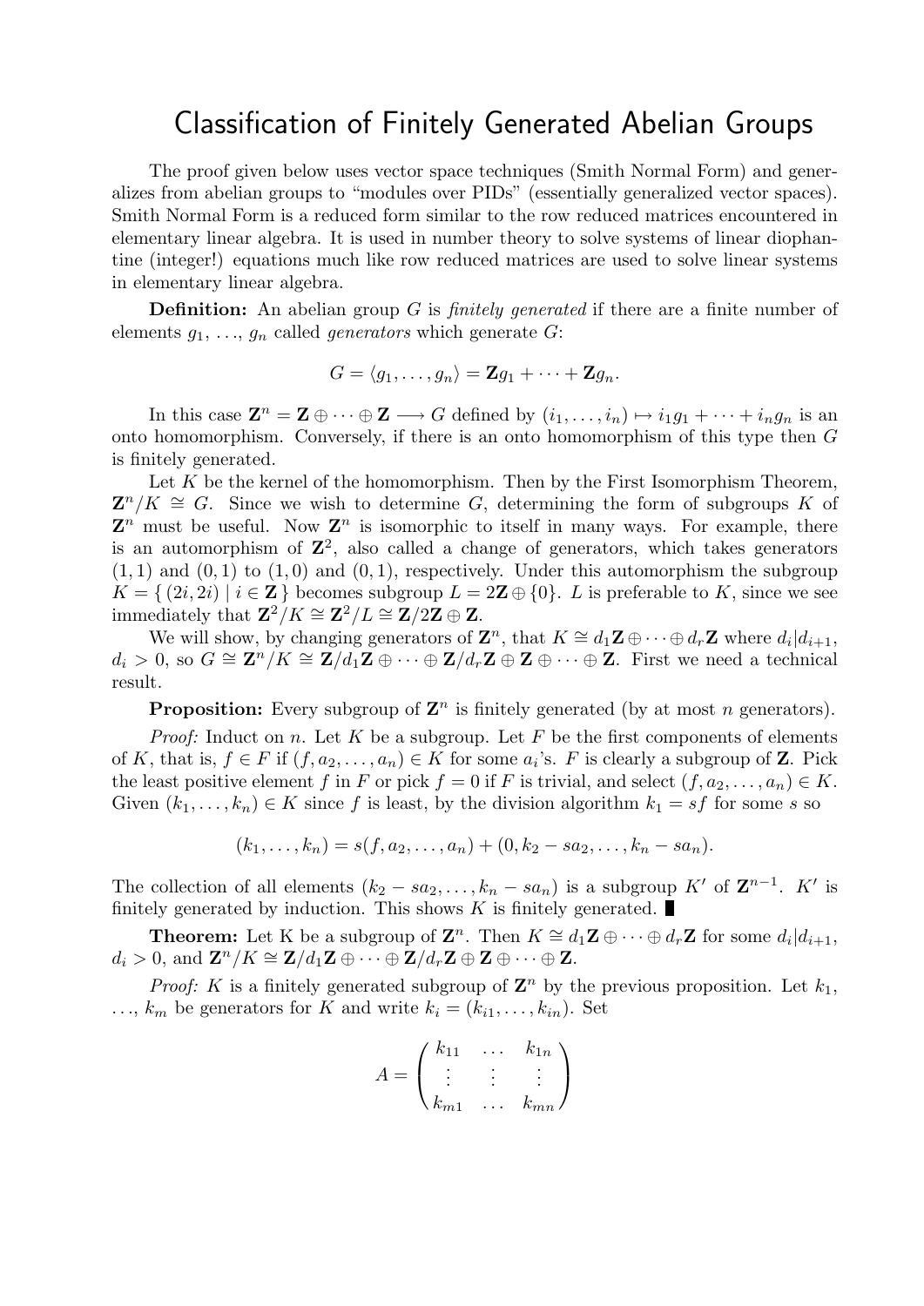# Classification of Finitely Generated Abelian Groups

The proof given below uses vector space techniques (Smith Normal Form) and generalizes from abelian groups to "modules over PIDs" (essentially generalized vector spaces). Smith Normal Form is a reduced form similar to the row reduced matrices encountered in elementary linear algebra. It is used in number theory to solve systems of linear diophantine (integer!) equations much like row reduced matrices are used to solve linear systems in elementary linear algebra.

**Definition:** An abelian group $G$ is *finitely generated* if there are a finite number of elements $g_1, \ldots, g_n$ called *generators* which generate $G$:

$$G = \langle g_1, \ldots, g_n \rangle = \mathbf{Z}g_1 + \cdots + \mathbf{Z}g_n.$$

In this case $\mathbf{Z}^n = \mathbf{Z} \oplus \cdots \oplus \mathbf{Z} \longrightarrow G$ defined by $(i_1, \ldots, i_n) \mapsto i_1 g_1 + \cdots + i_n g_n$ is an onto homomorphism. Conversely, if there is an onto homomorphism of this type then $G$ is finitely generated.

Let $K$ be the kernel of the homomorphism. Then by the First Isomorphism Theorem, $\mathbf{Z}^n/K \cong G$. Since we wish to determine $G$, determining the form of subgroups $K$ of $\mathbf{Z}^n$ must be useful. Now $\mathbf{Z}^n$ is isomorphic to itself in many ways. For example, there is an automorphism of $\mathbf{Z}^2$, also called a change of generators, which takes generators $(1,1)$ and $(0,1)$ to $(1,0)$ and $(0,1)$, respectively. Under this automorphism the subgroup $K = \{ (2i, 2i) \mid i \in \mathbf{Z} \}$ becomes subgroup $L = 2\mathbf{Z} \oplus \{0\}$. $L$ is preferable to $K$, since we see immediately that $\mathbf{Z}^2/K \cong \mathbf{Z}^2/L \cong \mathbf{Z}/2\mathbf{Z} \oplus \mathbf{Z}$.

We will show, by changing generators of $\mathbf{Z}^n$, that $K \cong d_1\mathbf{Z} \oplus \cdots \oplus d_r\mathbf{Z}$ where $d_i | d_{i+1}$, $d_i > 0$, so $G \cong \mathbf{Z}^n/K \cong \mathbf{Z}/d_1\mathbf{Z} \oplus \cdots \oplus \mathbf{Z}/d_r\mathbf{Z} \oplus \mathbf{Z} \oplus \cdots \oplus \mathbf{Z}$. First we need a technical result.

**Proposition:** Every subgroup of $\mathbf{Z}^n$ is finitely generated (by at most $n$ generators).

*Proof:* Induct on $n$. Let $K$ be a subgroup. Let $F$ be the first components of elements of $K$, that is, $f \in F$ if $(f, a_2, \ldots, a_n) \in K$ for some $a_i$'s. $F$ is clearly a subgroup of $\mathbf{Z}$. Pick the least positive element $f$ in $F$ or pick $f = 0$ if $F$ is trivial, and select $(f, a_2, \ldots, a_n) \in K$. Given $(k_1, \ldots, k_n) \in K$ since $f$ is least, by the division algorithm $k_1 = sf$ for some $s$ so

$$(k_1, \ldots, k_n) = s(f, a_2, \ldots, a_n) + (0, k_2 - sa_2, \ldots, k_n - sa_n).$$

The collection of all elements $(k_2 - sa_2, \ldots, k_n - sa_n)$ is a subgroup $K'$ of $\mathbf{Z}^{n-1}$. $K'$ is finitely generated by induction. This shows $K$ is finitely generated. ∎

**Theorem:** Let K be a subgroup of $\mathbf{Z}^n$. Then $K \cong d_1\mathbf{Z} \oplus \cdots \oplus d_r\mathbf{Z}$ for some $d_i | d_{i+1}$, $d_i > 0$, and $\mathbf{Z}^n/K \cong \mathbf{Z}/d_1\mathbf{Z} \oplus \cdots \oplus \mathbf{Z}/d_r\mathbf{Z} \oplus \mathbf{Z} \oplus \cdots \oplus \mathbf{Z}$.

*Proof:* $K$ is a finitely generated subgroup of $\mathbf{Z}^n$ by the previous proposition. Let $k_1$, $\ldots$, $k_m$ be generators for $K$ and write $k_i = (k_{i1}, \ldots, k_{in})$. Set

$$A = \begin{pmatrix} k_{11} & \ldots & k_{1n} \\ \vdots & \vdots & \vdots \\ k_{m1} & \ldots & k_{mn} \end{pmatrix}$$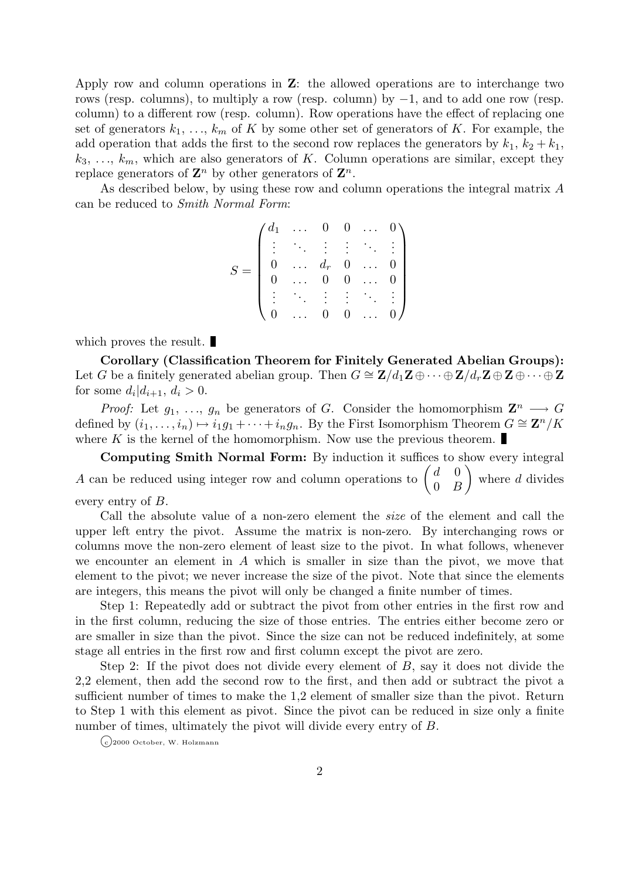Apply row and column operations in $\mathbf{Z}$: the allowed operations are to interchange two rows (resp. columns), to multiply a row (resp. column) by $-1$, and to add one row (resp. column) to a different row (resp. column). Row operations have the effect of replacing one set of generators $k_1, \ldots, k_m$ of $K$ by some other set of generators of $K$. For example, the add operation that adds the first to the second row replaces the generators by $k_1$, $k_2 + k_1$, $k_3, \ldots, k_m$, which are also generators of $K$. Column operations are similar, except they replace generators of $\mathbf{Z}^n$ by other generators of $\mathbf{Z}^n$.

As described below, by using these row and column operations the integral matrix $A$ can be reduced to *Smith Normal Form*:

$$S = \begin{pmatrix} d_1 & \ldots & 0 & 0 & \ldots & 0 \\ \vdots & \ddots & \vdots & \vdots & \ddots & \vdots \\ 0 & \ldots & d_r & 0 & \ldots & 0 \\ 0 & \ldots & 0 & 0 & \ldots & 0 \\ \vdots & \ddots & \vdots & \vdots & \ddots & \vdots \\ 0 & \ldots & 0 & 0 & \ldots & 0 \end{pmatrix}$$

which proves the result. ∎

**Corollary (Classification Theorem for Finitely Generated Abelian Groups):** Let $G$ be a finitely generated abelian group. Then $G \cong \mathbf{Z}/d_1\mathbf{Z} \oplus \cdots \oplus \mathbf{Z}/d_r\mathbf{Z} \oplus \mathbf{Z} \oplus \cdots \oplus \mathbf{Z}$ for some $d_i | d_{i+1}$, $d_i > 0$.

*Proof:* Let $g_1, \ldots, g_n$ be generators of $G$. Consider the homomorphism $\mathbf{Z}^n \longrightarrow G$ defined by $(i_1, \ldots, i_n) \mapsto i_1 g_1 + \cdots + i_n g_n$. By the First Isomorphism Theorem $G \cong \mathbf{Z}^n/K$ where $K$ is the kernel of the homomorphism. Now use the previous theorem. ∎

**Computing Smith Normal Form:** By induction it suffices to show every integral $A$ can be reduced using integer row and column operations to $\begin{pmatrix} d & 0 \\ 0 & B \end{pmatrix}$ where $d$ divides every entry of $B$.

Call the absolute value of a non-zero element the *size* of the element and call the upper left entry the pivot. Assume the matrix is non-zero. By interchanging rows or columns move the non-zero element of least size to the pivot. In what follows, whenever we encounter an element in $A$ which is smaller in size than the pivot, we move that element to the pivot; we never increase the size of the pivot. Note that since the elements are integers, this means the pivot will only be changed a finite number of times.

Step 1: Repeatedly add or subtract the pivot from other entries in the first row and in the first column, reducing the size of those entries. The entries either become zero or are smaller in size than the pivot. Since the size can not be reduced indefinitely, at some stage all entries in the first row and first column except the pivot are zero.

Step 2: If the pivot does not divide every element of $B$, say it does not divide the 2,2 element, then add the second row to the first, and then add or subtract the pivot a sufficient number of times to make the 1,2 element of smaller size than the pivot. Return to Step 1 with this element as pivot. Since the pivot can be reduced in size only a finite number of times, ultimately the pivot will divide every entry of $B$.

© 2000 October, W. Holzmann